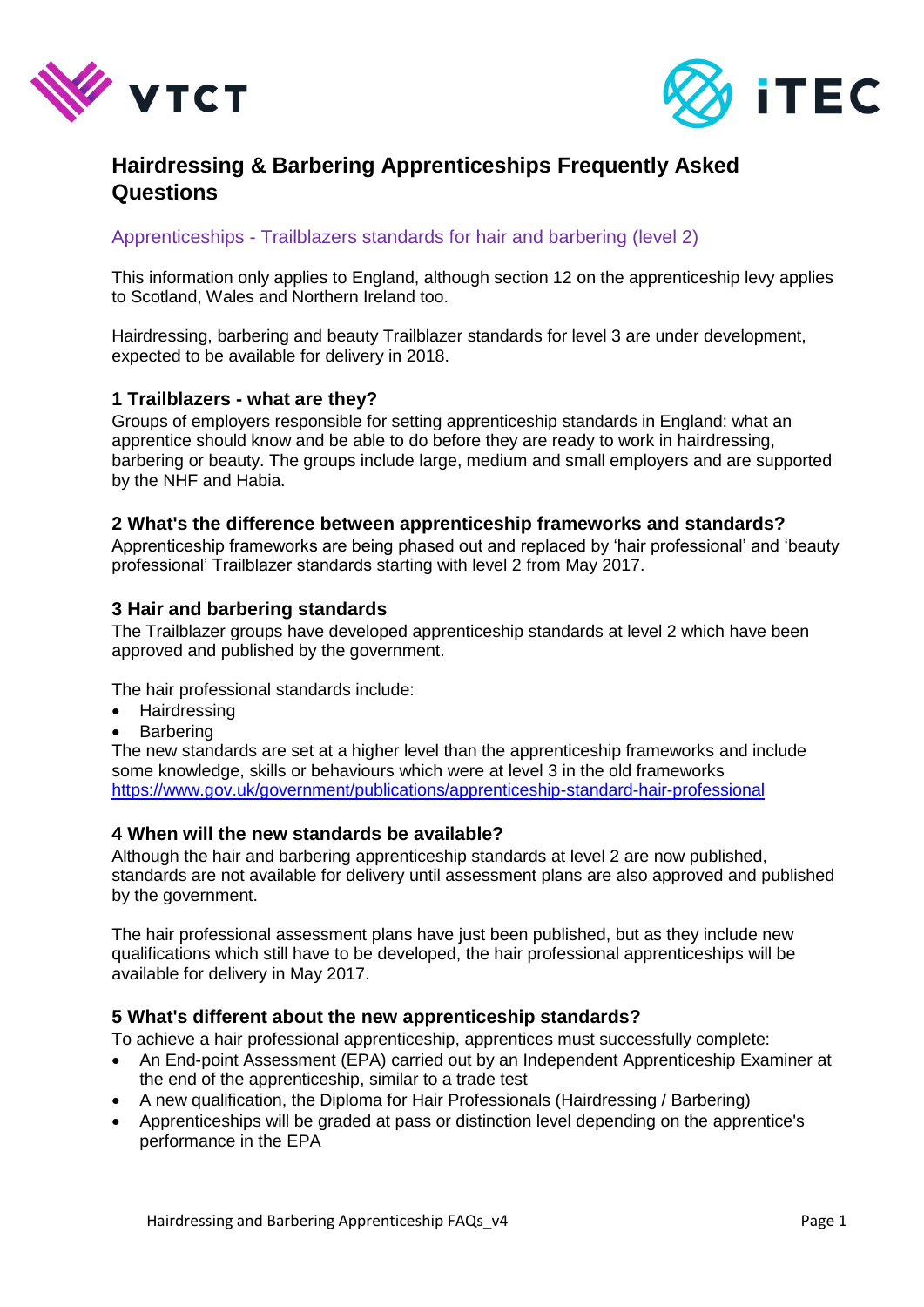# Hairdressing & Barbering Apprenticeships Frequently Asked Questions

## Apprenticeships - Trailblazers standards for hair and barbering (level 2)

This information only applies to England, although section 12 on the apprenticeship levy applies to Scotland, Wales and Northern Ireland too.

Hairdressing, barbering and beauty Trailblazer standards for level 3 are under development, expected to be available for delivery in 2018.

### 1 Trailblazers - what are they?

Groups of employers responsible for setting apprenticeship standards in England: what an apprentice should know and be able to do before they are ready to work in hairdressing, barbering or beauty. The groups include large, medium and small employers and are supported by the NHF and Habia.

### 2 What's the difference between apprenticeship frameworks and standards?

Apprenticeship frameworks are being phased out and replaced by 'hair professional' and 'beauty professional' Trailblazer standards starting with level 2 from May 2017.

### 3 Hair and barbering standards

The Trailblazer groups have developed apprenticeship standards at level 2 which have been approved and published by the government.

The hair professional standards include:

- Hairdressing
- Barbering

The new standards are set at a higher level than the apprenticeship frameworks and include some knowledge, skills or behaviours which were at level 3 in the old frameworks
https://www.gov.uk/government/publications/apprenticeship-standard-hair-professional

### 4 When will the new standards be available?

Although the hair and barbering apprenticeship standards at level 2 are now published, standards are not available for delivery until assessment plans are also approved and published by the government.

The hair professional assessment plans have just been published, but as they include new qualifications which still have to be developed, the hair professional apprenticeships will be available for delivery in May 2017.

### 5 What's different about the new apprenticeship standards?

To achieve a hair professional apprenticeship, apprentices must successfully complete:

- An End-point Assessment (EPA) carried out by an Independent Apprenticeship Examiner at the end of the apprenticeship, similar to a trade test
- A new qualification, the Diploma for Hair Professionals (Hairdressing / Barbering)
- Apprenticeships will be graded at pass or distinction level depending on the apprentice's performance in the EPA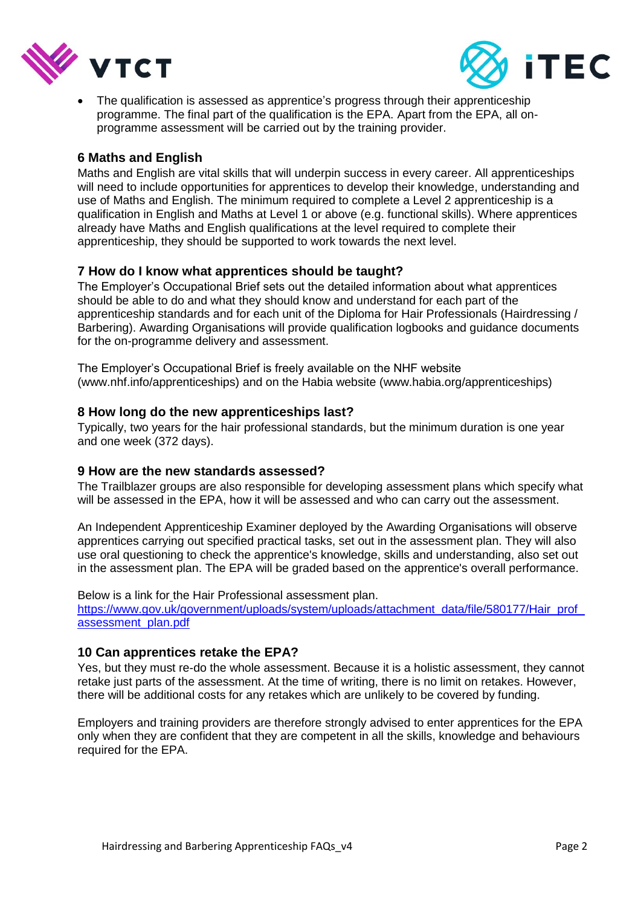- The qualification is assessed as apprentice's progress through their apprenticeship programme. The final part of the qualification is the EPA. Apart from the EPA, all on-programme assessment will be carried out by the training provider.

### 6 Maths and English

Maths and English are vital skills that will underpin success in every career. All apprenticeships will need to include opportunities for apprentices to develop their knowledge, understanding and use of Maths and English. The minimum required to complete a Level 2 apprenticeship is a qualification in English and Maths at Level 1 or above (e.g. functional skills). Where apprentices already have Maths and English qualifications at the level required to complete their apprenticeship, they should be supported to work towards the next level.

### 7 How do I know what apprentices should be taught?

The Employer's Occupational Brief sets out the detailed information about what apprentices should be able to do and what they should know and understand for each part of the apprenticeship standards and for each unit of the Diploma for Hair Professionals (Hairdressing / Barbering). Awarding Organisations will provide qualification logbooks and guidance documents for the on-programme delivery and assessment.

The Employer's Occupational Brief is freely available on the NHF website (www.nhf.info/apprenticeships) and on the Habia website (www.habia.org/apprenticeships)

### 8 How long do the new apprenticeships last?

Typically, two years for the hair professional standards, but the minimum duration is one year and one week (372 days).

### 9 How are the new standards assessed?

The Trailblazer groups are also responsible for developing assessment plans which specify what will be assessed in the EPA, how it will be assessed and who can carry out the assessment.

An Independent Apprenticeship Examiner deployed by the Awarding Organisations will observe apprentices carrying out specified practical tasks, set out in the assessment plan. They will also use oral questioning to check the apprentice's knowledge, skills and understanding, also set out in the assessment plan. The EPA will be graded based on the apprentice's overall performance.

Below is a link for the Hair Professional assessment plan.
[https://www.gov.uk/government/uploads/system/uploads/attachment_data/file/580177/Hair_prof_assessment_plan.pdf](https://www.gov.uk/government/uploads/system/uploads/attachment_data/file/580177/Hair_prof_assessment_plan.pdf)

### 10 Can apprentices retake the EPA?

Yes, but they must re-do the whole assessment. Because it is a holistic assessment, they cannot retake just parts of the assessment. At the time of writing, there is no limit on retakes. However, there will be additional costs for any retakes which are unlikely to be covered by funding.

Employers and training providers are therefore strongly advised to enter apprentices for the EPA only when they are confident that they are competent in all the skills, knowledge and behaviours required for the EPA.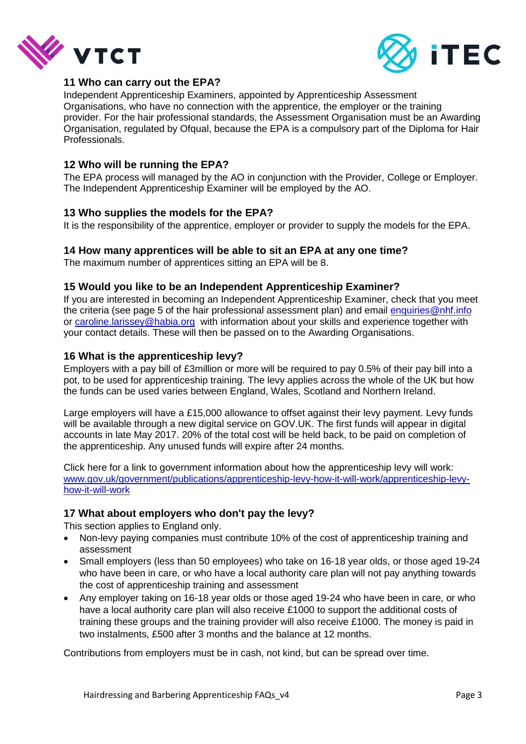## 11 Who can carry out the EPA?

Independent Apprenticeship Examiners, appointed by Apprenticeship Assessment Organisations, who have no connection with the apprentice, the employer or the training provider. For the hair professional standards, the Assessment Organisation must be an Awarding Organisation, regulated by Ofqual, because the EPA is a compulsory part of the Diploma for Hair Professionals.

## 12 Who will be running the EPA?

The EPA process will managed by the AO in conjunction with the Provider, College or Employer. The Independent Apprenticeship Examiner will be employed by the AO.

## 13 Who supplies the models for the EPA?

It is the responsibility of the apprentice, employer or provider to supply the models for the EPA.

## 14 How many apprentices will be able to sit an EPA at any one time?

The maximum number of apprentices sitting an EPA will be 8.

## 15 Would you like to be an Independent Apprenticeship Examiner?

If you are interested in becoming an Independent Apprenticeship Examiner, check that you meet the criteria (see page 5 of the hair professional assessment plan) and email enquiries@nhf.info or caroline.larissey@habia.org with information about your skills and experience together with your contact details. These will then be passed on to the Awarding Organisations.

## 16 What is the apprenticeship levy?

Employers with a pay bill of £3million or more will be required to pay 0.5% of their pay bill into a pot, to be used for apprenticeship training. The levy applies across the whole of the UK but how the funds can be used varies between England, Wales, Scotland and Northern Ireland.

Large employers will have a £15,000 allowance to offset against their levy payment. Levy funds will be available through a new digital service on GOV.UK. The first funds will appear in digital accounts in late May 2017. 20% of the total cost will be held back, to be paid on completion of the apprenticeship. Any unused funds will expire after 24 months.

Click here for a link to government information about how the apprenticeship levy will work: www.gov.uk/government/publications/apprenticeship-levy-how-it-will-work/apprenticeship-levy-how-it-will-work

## 17 What about employers who don't pay the levy?

This section applies to England only.

- Non-levy paying companies must contribute 10% of the cost of apprenticeship training and assessment
- Small employers (less than 50 employees) who take on 16-18 year olds, or those aged 19-24 who have been in care, or who have a local authority care plan will not pay anything towards the cost of apprenticeship training and assessment
- Any employer taking on 16-18 year olds or those aged 19-24 who have been in care, or who have a local authority care plan will also receive £1000 to support the additional costs of training these groups and the training provider will also receive £1000. The money is paid in two instalments, £500 after 3 months and the balance at 12 months.

Contributions from employers must be in cash, not kind, but can be spread over time.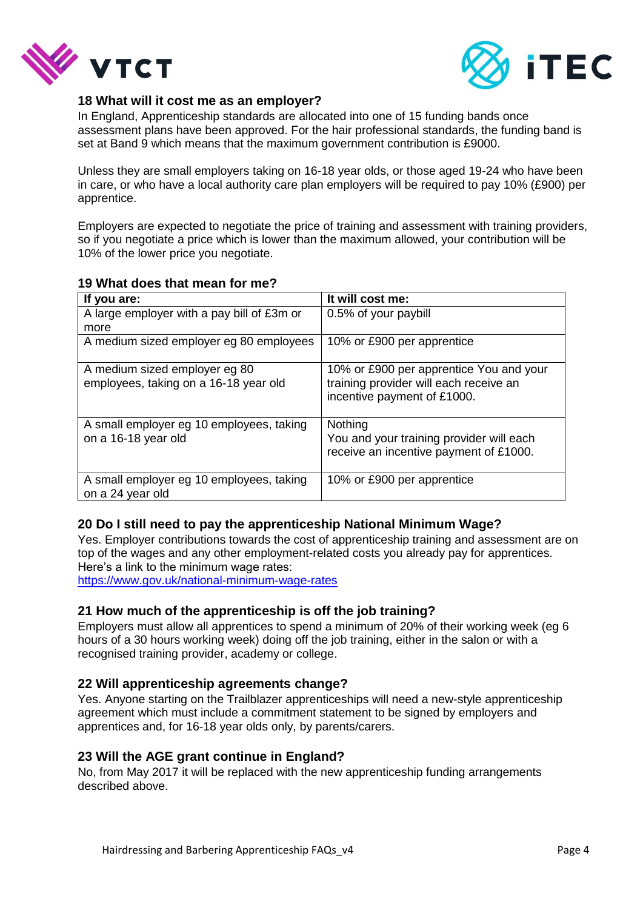## 18 What will it cost me as an employer?

In England, Apprenticeship standards are allocated into one of 15 funding bands once assessment plans have been approved. For the hair professional standards, the funding band is set at Band 9 which means that the maximum government contribution is £9000.

Unless they are small employers taking on 16-18 year olds, or those aged 19-24 who have been in care, or who have a local authority care plan employers will be required to pay 10% (£900) per apprentice.

Employers are expected to negotiate the price of training and assessment with training providers, so if you negotiate a price which is lower than the maximum allowed, your contribution will be 10% of the lower price you negotiate.

## 19 What does that mean for me?

| If you are: | It will cost me: |
|---|---|
| A large employer with a pay bill of £3m or more | 0.5% of your paybill |
| A medium sized employer eg 80 employees | 10% or £900 per apprentice |
| A medium sized employer eg 80 employees, taking on a 16-18 year old | 10% or £900 per apprentice You and your training provider will each receive an incentive payment of £1000. |
| A small employer eg 10 employees, taking on a 16-18 year old | Nothing<br>You and your training provider will each receive an incentive payment of £1000. |
| A small employer eg 10 employees, taking on a 24 year old | 10% or £900 per apprentice |

## 20 Do I still need to pay the apprenticeship National Minimum Wage?

Yes. Employer contributions towards the cost of apprenticeship training and assessment are on top of the wages and any other employment-related costs you already pay for apprentices. Here's a link to the minimum wage rates:
https://www.gov.uk/national-minimum-wage-rates

## 21 How much of the apprenticeship is off the job training?

Employers must allow all apprentices to spend a minimum of 20% of their working week (eg 6 hours of a 30 hours working week) doing off the job training, either in the salon or with a recognised training provider, academy or college.

## 22 Will apprenticeship agreements change?

Yes. Anyone starting on the Trailblazer apprenticeships will need a new-style apprenticeship agreement which must include a commitment statement to be signed by employers and apprentices and, for 16-18 year olds only, by parents/carers.

## 23 Will the AGE grant continue in England?

No, from May 2017 it will be replaced with the new apprenticeship funding arrangements described above.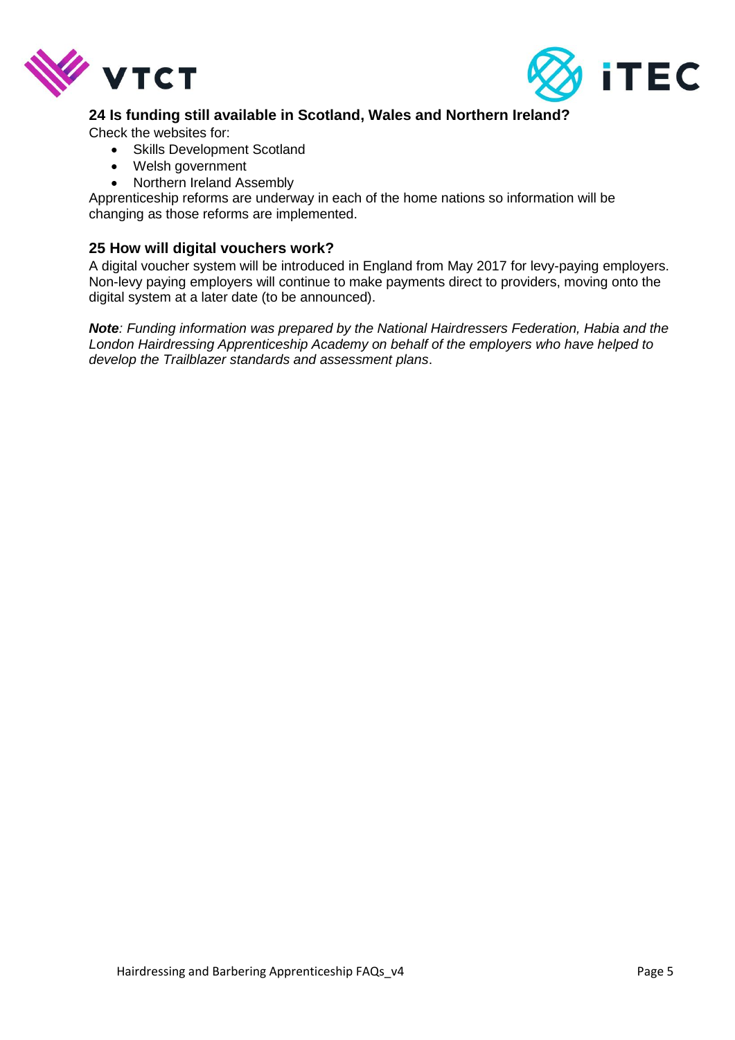### 24 Is funding still available in Scotland, Wales and Northern Ireland?

Check the websites for:

- Skills Development Scotland
- Welsh government
- Northern Ireland Assembly

Apprenticeship reforms are underway in each of the home nations so information will be changing as those reforms are implemented.

### 25 How will digital vouchers work?

A digital voucher system will be introduced in England from May 2017 for levy-paying employers. Non-levy paying employers will continue to make payments direct to providers, moving onto the digital system at a later date (to be announced).

***Note**: Funding information was prepared by the National Hairdressers Federation, Habia and the London Hairdressing Apprenticeship Academy on behalf of the employers who have helped to develop the Trailblazer standards and assessment plans*.